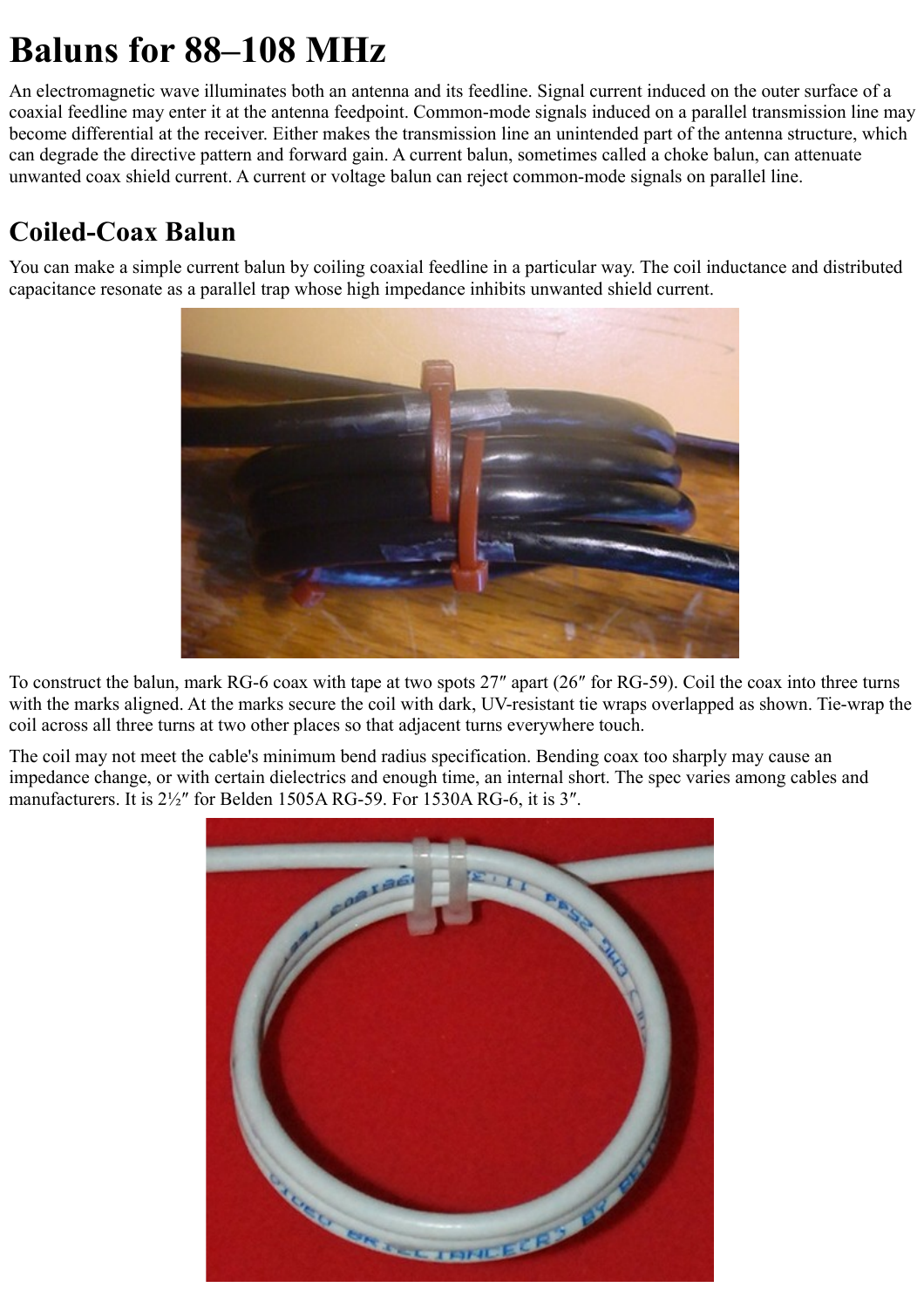# Baluns for 88–108 MHz

An electromagnetic wave illuminates both an antenna and its feedline. Signal current induced on the outer surface of a coaxial feedline may enter it at the antenna feedpoint. Common-mode signals induced on a parallel transmission line may become differential at the receiver. Either makes the transmission line an unintended part of the antenna structure, which can degrade the directive pattern and forward gain. A current balun, sometimes called a choke balun, can attenuate unwanted coax shield current. A current or voltage balun can reject common-mode signals on parallel line.

## Coiled-Coax Balun

You can make a simple current balun by coiling coaxial feedline in a particular way. The coil inductance and distributed capacitance resonate as a parallel trap whose high impedance inhibits unwanted shield current.

To construct the balun, mark RG-6 coax with tape at two spots 27″ apart (26″ for RG-59). Coil the coax into three turns with the marks aligned. At the marks secure the coil with dark, UV-resistant tie wraps overlapped as shown. Tie-wrap the coil across all three turns at two other places so that adjacent turns everywhere touch.

The coil may not meet the cable's minimum bend radius specification. Bending coax too sharply may cause an impedance change, or with certain dielectrics and enough time, an internal short. The spec varies among cables and manufacturers. It is 2½″ for Belden 1505A RG-59. For 1530A RG-6, it is 3″.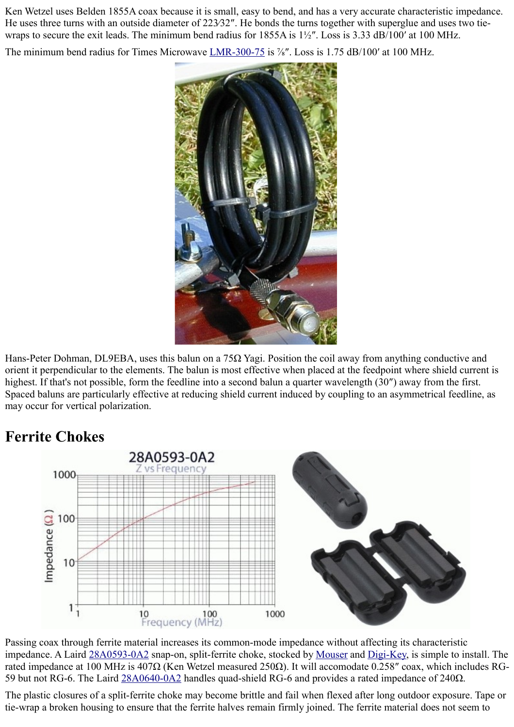Ken Wetzel uses Belden 1855A coax because it is small, easy to bend, and has a very accurate characteristic impedance. He uses three turns with an outside diameter of 2²³⁄₃₂″. He bonds the turns together with superglue and uses two tie-wraps to secure the exit leads. The minimum bend radius for 1855A is 1½″. Loss is 3.33 dB/100′ at 100 MHz.

The minimum bend radius for Times Microwave LMR-300-75 is ⅞″. Loss is 1.75 dB/100′ at 100 MHz.

Hans-Peter Dohman, DL9EBA, uses this balun on a 75Ω Yagi. Position the coil away from anything conductive and orient it perpendicular to the elements. The balun is most effective when placed at the feedpoint where shield current is highest. If that's not possible, form the feedline into a second balun a quarter wavelength (30″) away from the first. Spaced baluns are particularly effective at reducing shield current induced by coupling to an asymmetrical feedline, as may occur for vertical polarization.

## Ferrite Chokes

Passing coax through ferrite material increases its common-mode impedance without affecting its characteristic impedance. A Laird 28A0593-0A2 snap-on, split-ferrite choke, stocked by Mouser and Digi-Key, is simple to install. The rated impedance at 100 MHz is 407Ω (Ken Wetzel measured 250Ω). It will accomodate 0.258″ coax, which includes RG-59 but not RG-6. The Laird 28A0640-0A2 handles quad-shield RG-6 and provides a rated impedance of 240Ω.

The plastic closures of a split-ferrite choke may become brittle and fail when flexed after long outdoor exposure. Tape or tie-wrap a broken housing to ensure that the ferrite halves remain firmly joined. The ferrite material does not seem to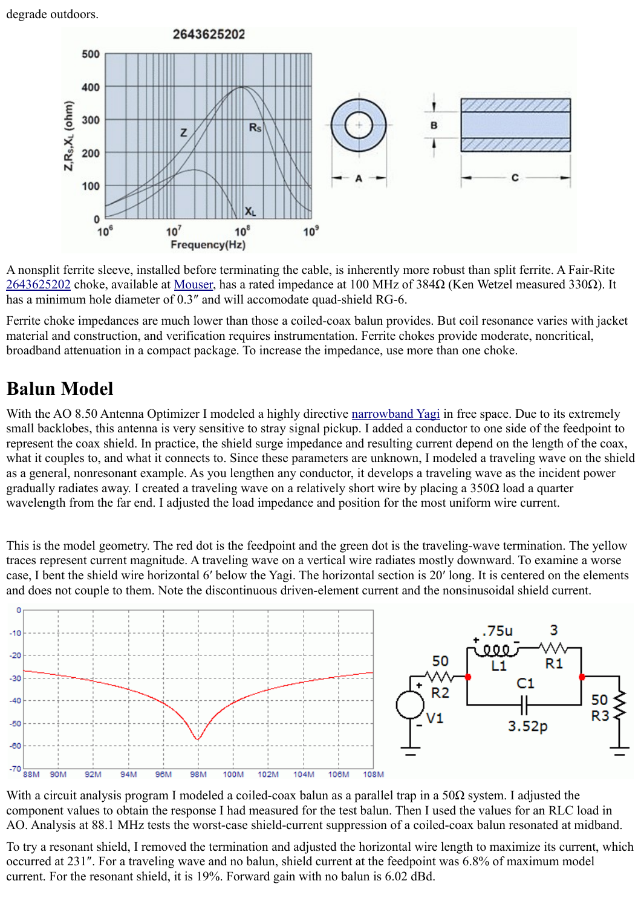degrade outdoors.

A nonsplit ferrite sleeve, installed before terminating the cable, is inherently more robust than split ferrite. A Fair-Rite 2643625202 choke, available at Mouser, has a rated impedance at 100 MHz of 384Ω (Ken Wetzel measured 330Ω). It has a minimum hole diameter of 0.3″ and will accomodate quad-shield RG-6.

Ferrite choke impedances are much lower than those a coiled-coax balun provides. But coil resonance varies with jacket material and construction, and verification requires instrumentation. Ferrite chokes provide moderate, noncritical, broadband attenuation in a compact package. To increase the impedance, use more than one choke.

## Balun Model

With the AO 8.50 Antenna Optimizer I modeled a highly directive narrowband Yagi in free space. Due to its extremely small backlobes, this antenna is very sensitive to stray signal pickup. I added a conductor to one side of the feedpoint to represent the coax shield. In practice, the shield surge impedance and resulting current depend on the length of the coax, what it couples to, and what it connects to. Since these parameters are unknown, I modeled a traveling wave on the shield as a general, nonresonant example. As you lengthen any conductor, it develops a traveling wave as the incident power gradually radiates away. I created a traveling wave on a relatively short wire by placing a 350Ω load a quarter wavelength from the far end. I adjusted the load impedance and position for the most uniform wire current.

This is the model geometry. The red dot is the feedpoint and the green dot is the traveling-wave termination. The yellow traces represent current magnitude. A traveling wave on a vertical wire radiates mostly downward. To examine a worse case, I bent the shield wire horizontal 6′ below the Yagi. The horizontal section is 20′ long. It is centered on the elements and does not couple to them. Note the discontinuous driven-element current and the nonsinusoidal shield current.

With a circuit analysis program I modeled a coiled-coax balun as a parallel trap in a 50Ω system. I adjusted the component values to obtain the response I had measured for the test balun. Then I used the values for an RLC load in AO. Analysis at 88.1 MHz tests the worst-case shield-current suppression of a coiled-coax balun resonated at midband.

To try a resonant shield, I removed the termination and adjusted the horizontal wire length to maximize its current, which occurred at 231″. For a traveling wave and no balun, shield current at the feedpoint was 6.8% of maximum model current. For the resonant shield, it is 19%. Forward gain with no balun is 6.02 dBd.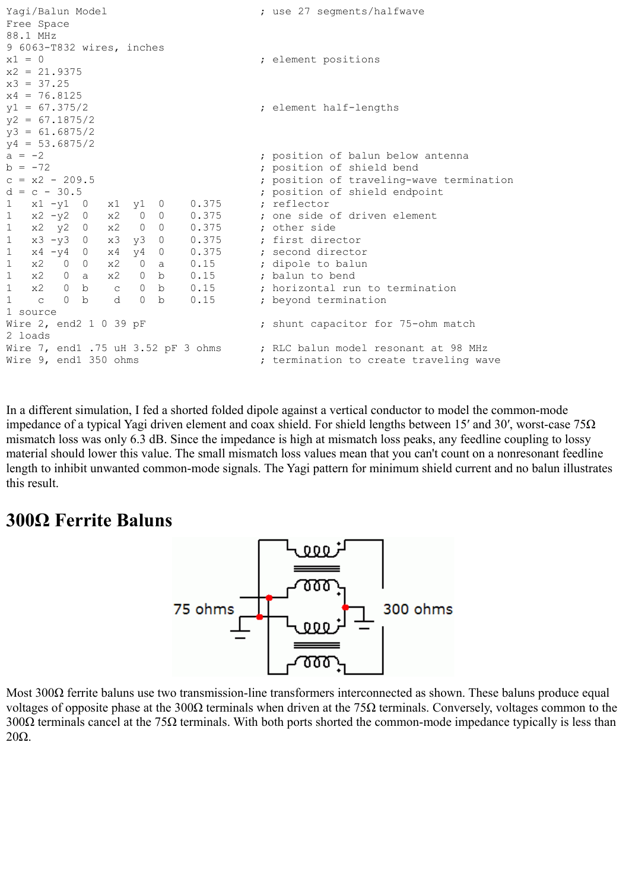```
Yagi/Balun Model                        ; use 27 segments/halfwave
Free Space
88.1 MHz
9 6063-T832 wires, inches
x1 = 0                                  ; element positions
x2 = 21.9375
x3 = 37.25
x4 = 76.8125
y1 = 67.375/2                           ; element half-lengths
y2 = 67.1875/2
y3 = 61.6875/2
y4 = 53.6875/2
a = -2                                  ; position of balun below antenna
b = -72                                 ; position of shield bend
c = x2 - 209.5                          ; position of traveling-wave termination
d = c - 30.5                            ; position of shield endpoint
1   x1 -y1  0    x1  y1  0    0.375     ; reflector
1   x2 -y2  0    x2   0  0    0.375     ; one side of driven element
1   x2  y2  0    x2   0  0    0.375     ; other side
1   x3 -y3  0    x3  y3  0    0.375     ; first director
1   x4 -y4  0    x4  y4  0    0.375     ; second director
1   x2   0  0    x2   0  a    0.15      ; dipole to balun
1   x2   0  a    x2   0  b    0.15      ; balun to bend
1   x2   0  b     c   0  b    0.15      ; horizontal run to termination
1    c   0  b     d   0  b    0.15      ; beyond termination
1 source
Wire 2, end2 1 0 39 pF                  ; shunt capacitor for 75-ohm match
2 loads
Wire 7, end1 .75 uH 3.52 pF 3 ohms      ; RLC balun model resonant at 98 MHz
Wire 9, end1 350 ohms                   ; termination to create traveling wave
```

In a different simulation, I fed a shorted folded dipole against a vertical conductor to model the common-mode impedance of a typical Yagi driven element and coax shield. For shield lengths between 15′ and 30′, worst-case 75Ω mismatch loss was only 6.3 dB. Since the impedance is high at mismatch loss peaks, any feedline coupling to lossy material should lower this value. The small mismatch loss values mean that you can't count on a nonresonant feedline length to inhibit unwanted common-mode signals. The Yagi pattern for minimum shield current and no balun illustrates this result.

## 300Ω Ferrite Baluns

Most 300Ω ferrite baluns use two transmission-line transformers interconnected as shown. These baluns produce equal voltages of opposite phase at the 300Ω terminals when driven at the 75Ω terminals. Conversely, voltages common to the 300Ω terminals cancel at the 75Ω terminals. With both ports shorted the common-mode impedance typically is less than 20Ω.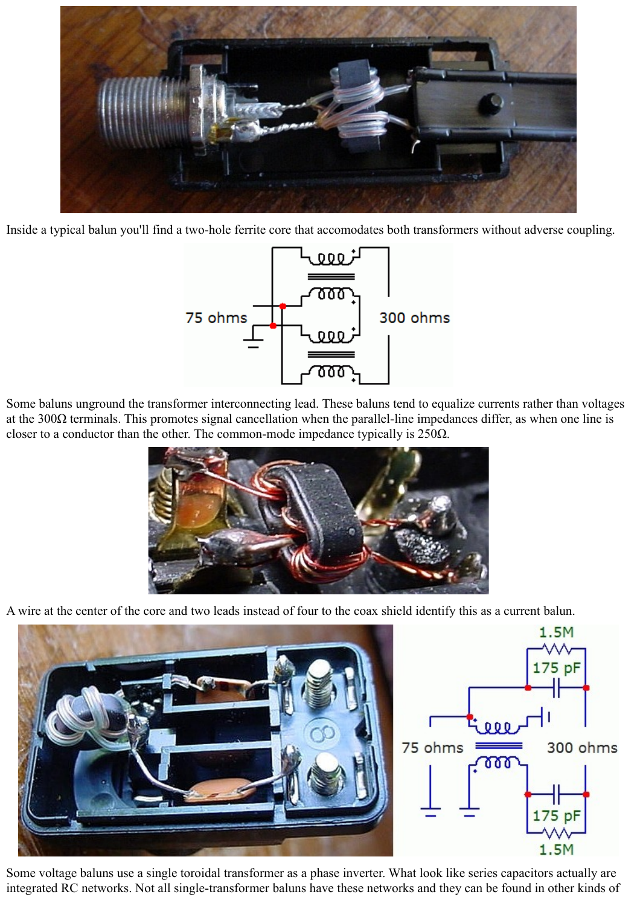Inside a typical balun you'll find a two-hole ferrite core that accomodates both transformers without adverse coupling.

Some baluns unground the transformer interconnecting lead. These baluns tend to equalize currents rather than voltages at the 300Ω terminals. This promotes signal cancellation when the parallel-line impedances differ, as when one line is closer to a conductor than the other. The common-mode impedance typically is 250Ω.

A wire at the center of the core and two leads instead of four to the coax shield identify this as a current balun.

Some voltage baluns use a single toroidal transformer as a phase inverter. What look like series capacitors actually are integrated RC networks. Not all single-transformer baluns have these networks and they can be found in other kinds of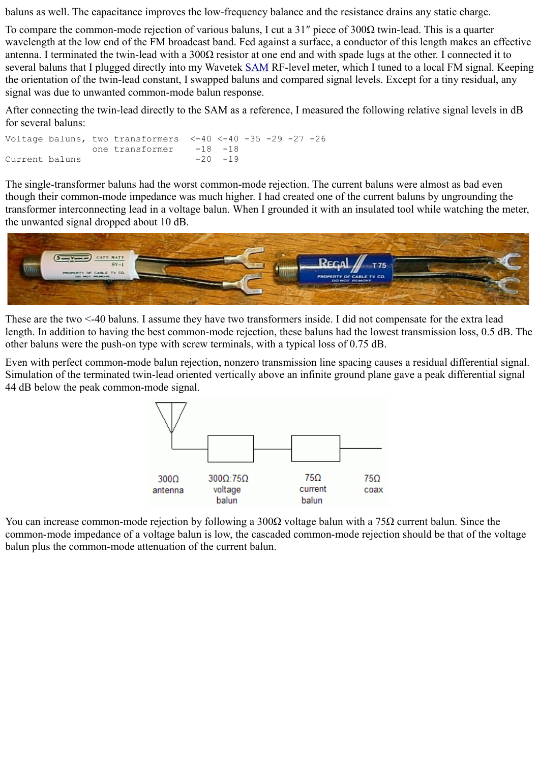baluns as well. The capacitance improves the low-frequency balance and the resistance drains any static charge.

To compare the common-mode rejection of various baluns, I cut a 31″ piece of 300Ω twin-lead. This is a quarter wavelength at the low end of the FM broadcast band. Fed against a surface, a conductor of this length makes an effective antenna. I terminated the twin-lead with a 300Ω resistor at one end and with spade lugs at the other. I connected it to several baluns that I plugged directly into my Wavetek SAM RF-level meter, which I tuned to a local FM signal. Keeping the orientation of the twin-lead constant, I swapped baluns and compared signal levels. Except for a tiny residual, any signal was due to unwanted common-mode balun response.

After connecting the twin-lead directly to the SAM as a reference, I measured the following relative signal levels in dB for several baluns:

```
Voltage baluns, two transformers  <-40 <-40 -35 -29 -27 -26
                one transformer    -18  -18
Current baluns                     -20  -19
```

The single-transformer baluns had the worst common-mode rejection. The current baluns were almost as bad even though their common-mode impedance was much higher. I had created one of the current baluns by ungrounding the transformer interconnecting lead in a voltage balun. When I grounded it with an insulated tool while watching the meter, the unwanted signal dropped about 10 dB.

These are the two <-40 baluns. I assume they have two transformers inside. I did not compensate for the extra lead length. In addition to having the best common-mode rejection, these baluns had the lowest transmission loss, 0.5 dB. The other baluns were the push-on type with screw terminals, with a typical loss of 0.75 dB.

Even with perfect common-mode balun rejection, nonzero transmission line spacing causes a residual differential signal. Simulation of the terminated twin-lead oriented vertically above an infinite ground plane gave a peak differential signal 44 dB below the peak common-mode signal.

300Ω antenna — 300Ω:75Ω voltage balun — 75Ω current balun — 75Ω coax

You can increase common-mode rejection by following a 300Ω voltage balun with a 75Ω current balun. Since the common-mode impedance of a voltage balun is low, the cascaded common-mode rejection should be that of the voltage balun plus the common-mode attenuation of the current balun.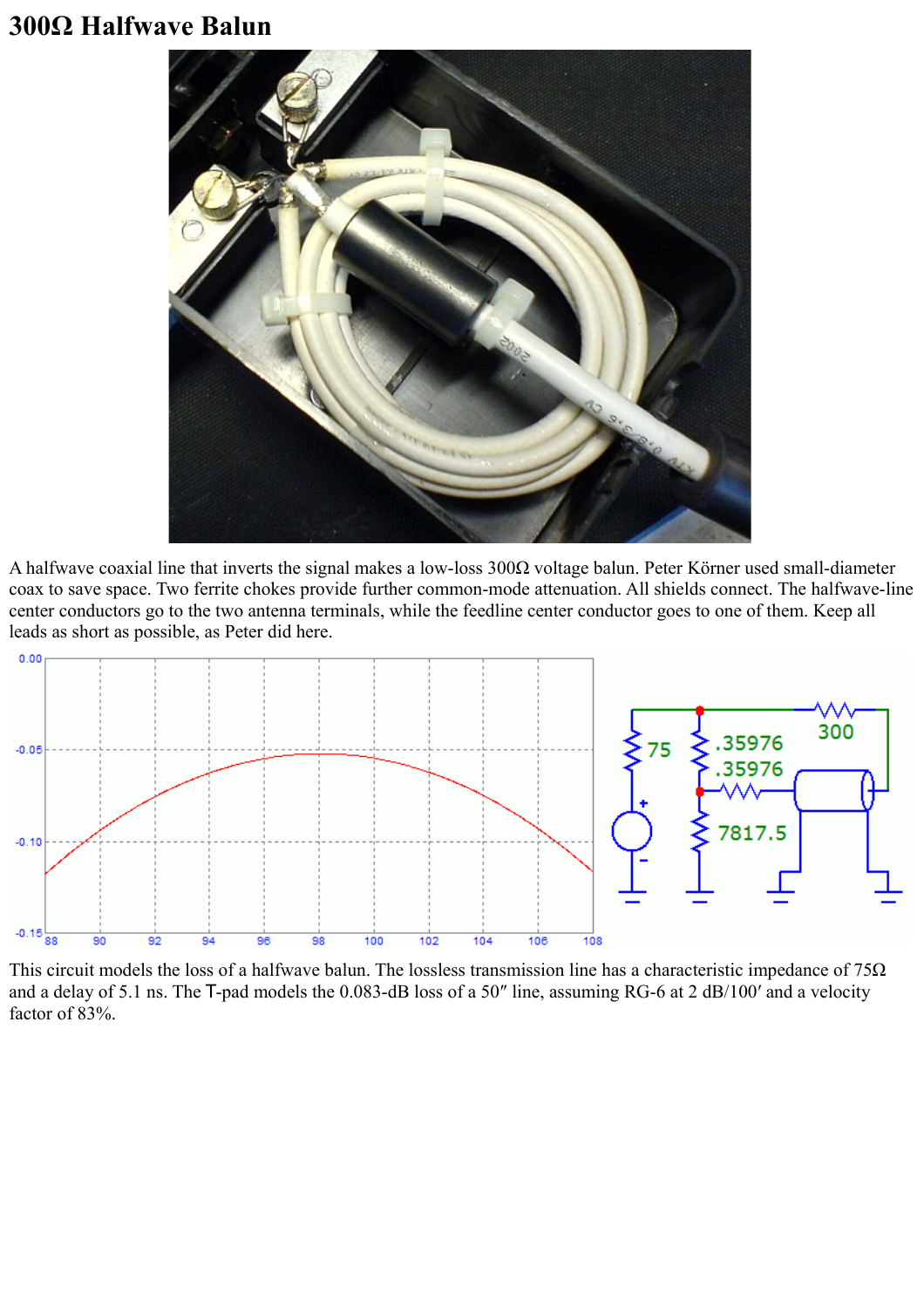# 300Ω Halfwave Balun

A halfwave coaxial line that inverts the signal makes a low-loss 300Ω voltage balun. Peter Körner used small-diameter coax to save space. Two ferrite chokes provide further common-mode attenuation. All shields connect. The halfwave-line center conductors go to the two antenna terminals, while the feedline center conductor goes to one of them. Keep all leads as short as possible, as Peter did here.

This circuit models the loss of a halfwave balun. The lossless transmission line has a characteristic impedance of 75Ω and a delay of 5.1 ns. The T-pad models the 0.083-dB loss of a 50″ line, assuming RG-6 at 2 dB/100′ and a velocity factor of 83%.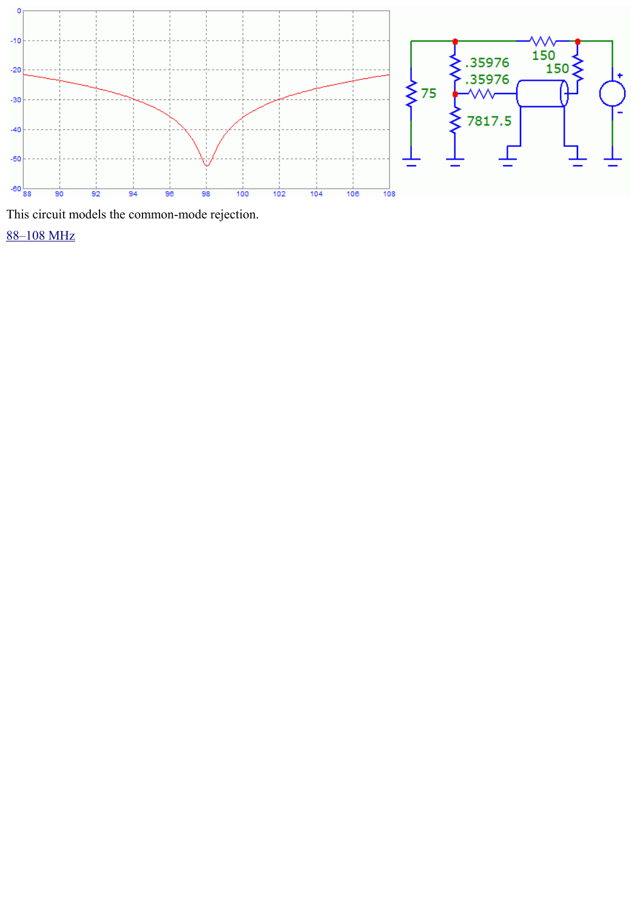0
-10
-20
-30
-40
-50
-60
88 90 92 94 96 98 100 102 104 106 108

.35976
.35976
150
150
75
7817.5

This circuit models the common-mode rejection.

88–108 MHz